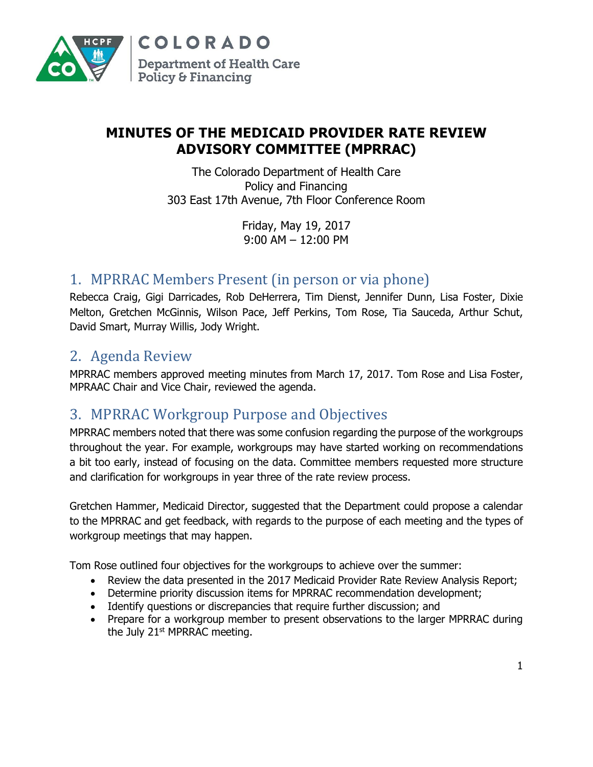# MINUTES OF THE MEDICAID PROVIDER RATE REVIEW ADVISORY COMMITTEE (MPRRAC)

The Colorado Department of Health Care Policy and Financing
303 East 17th Avenue, 7th Floor Conference Room

Friday, May 19, 2017
9:00 AM – 12:00 PM

## 1. MPRRAC Members Present (in person or via phone)

Rebecca Craig, Gigi Darricades, Rob DeHerrera, Tim Dienst, Jennifer Dunn, Lisa Foster, Dixie Melton, Gretchen McGinnis, Wilson Pace, Jeff Perkins, Tom Rose, Tia Sauceda, Arthur Schut, David Smart, Murray Willis, Jody Wright.

## 2. Agenda Review

MPRRAC members approved meeting minutes from March 17, 2017. Tom Rose and Lisa Foster, MPRAAC Chair and Vice Chair, reviewed the agenda.

## 3. MPRRAC Workgroup Purpose and Objectives

MPRRAC members noted that there was some confusion regarding the purpose of the workgroups throughout the year. For example, workgroups may have started working on recommendations a bit too early, instead of focusing on the data. Committee members requested more structure and clarification for workgroups in year three of the rate review process.

Gretchen Hammer, Medicaid Director, suggested that the Department could propose a calendar to the MPRRAC and get feedback, with regards to the purpose of each meeting and the types of workgroup meetings that may happen.

Tom Rose outlined four objectives for the workgroups to achieve over the summer:

- Review the data presented in the 2017 Medicaid Provider Rate Review Analysis Report;
- Determine priority discussion items for MPRRAC recommendation development;
- Identify questions or discrepancies that require further discussion; and
- Prepare for a workgroup member to present observations to the larger MPRRAC during the July 21st MPRRAC meeting.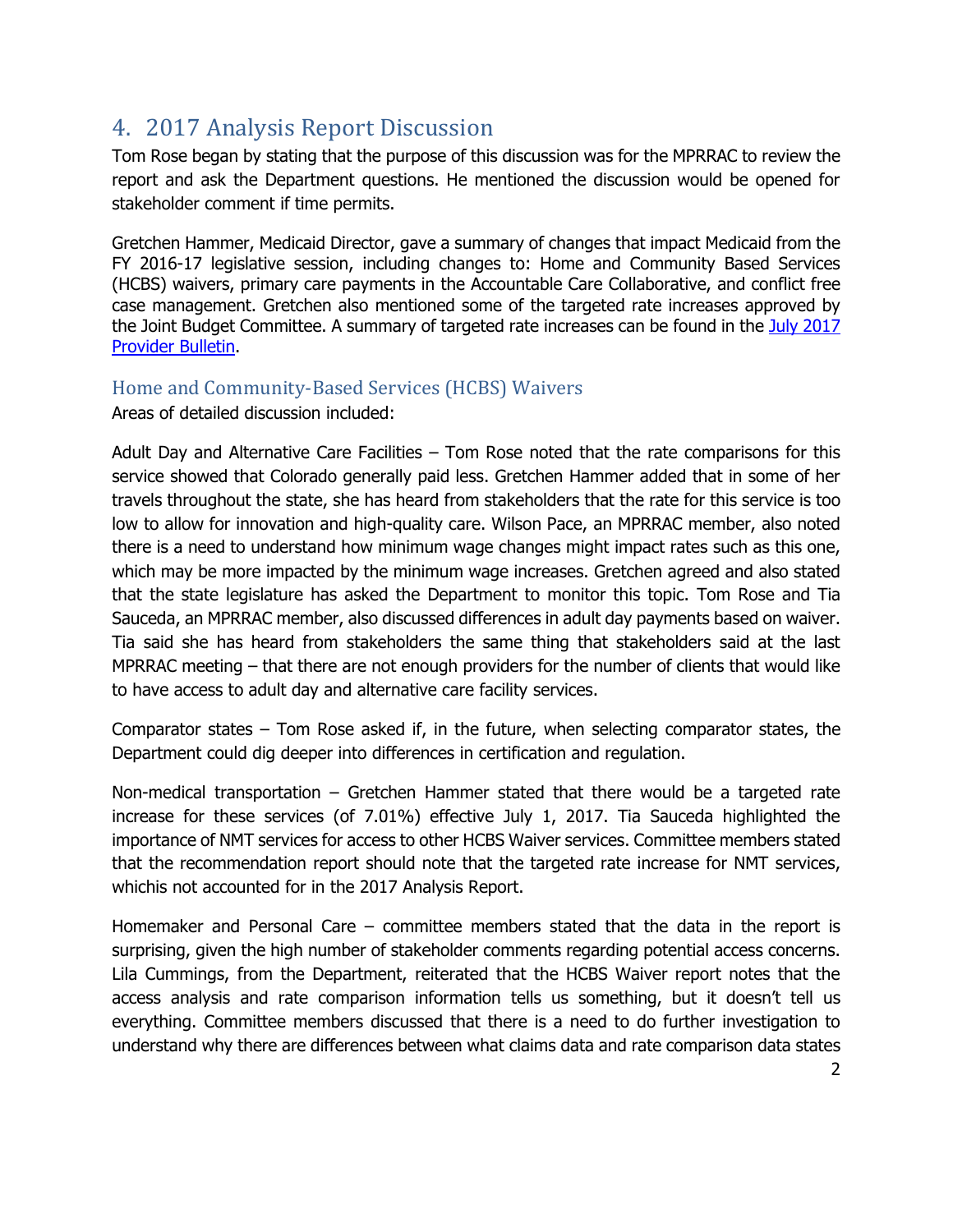## 4. 2017 Analysis Report Discussion

Tom Rose began by stating that the purpose of this discussion was for the MPRRAC to review the report and ask the Department questions. He mentioned the discussion would be opened for stakeholder comment if time permits.

Gretchen Hammer, Medicaid Director, gave a summary of changes that impact Medicaid from the FY 2016-17 legislative session, including changes to: Home and Community Based Services (HCBS) waivers, primary care payments in the Accountable Care Collaborative, and conflict free case management. Gretchen also mentioned some of the targeted rate increases approved by the Joint Budget Committee. A summary of targeted rate increases can be found in the July 2017 Provider Bulletin.

### Home and Community-Based Services (HCBS) Waivers

Areas of detailed discussion included:

Adult Day and Alternative Care Facilities – Tom Rose noted that the rate comparisons for this service showed that Colorado generally paid less. Gretchen Hammer added that in some of her travels throughout the state, she has heard from stakeholders that the rate for this service is too low to allow for innovation and high-quality care. Wilson Pace, an MPRRAC member, also noted there is a need to understand how minimum wage changes might impact rates such as this one, which may be more impacted by the minimum wage increases. Gretchen agreed and also stated that the state legislature has asked the Department to monitor this topic. Tom Rose and Tia Sauceda, an MPRRAC member, also discussed differences in adult day payments based on waiver. Tia said she has heard from stakeholders the same thing that stakeholders said at the last MPRRAC meeting – that there are not enough providers for the number of clients that would like to have access to adult day and alternative care facility services.

Comparator states – Tom Rose asked if, in the future, when selecting comparator states, the Department could dig deeper into differences in certification and regulation.

Non-medical transportation – Gretchen Hammer stated that there would be a targeted rate increase for these services (of 7.01%) effective July 1, 2017. Tia Sauceda highlighted the importance of NMT services for access to other HCBS Waiver services. Committee members stated that the recommendation report should note that the targeted rate increase for NMT services, whichis not accounted for in the 2017 Analysis Report.

Homemaker and Personal Care – committee members stated that the data in the report is surprising, given the high number of stakeholder comments regarding potential access concerns. Lila Cummings, from the Department, reiterated that the HCBS Waiver report notes that the access analysis and rate comparison information tells us something, but it doesn't tell us everything. Committee members discussed that there is a need to do further investigation to understand why there are differences between what claims data and rate comparison data states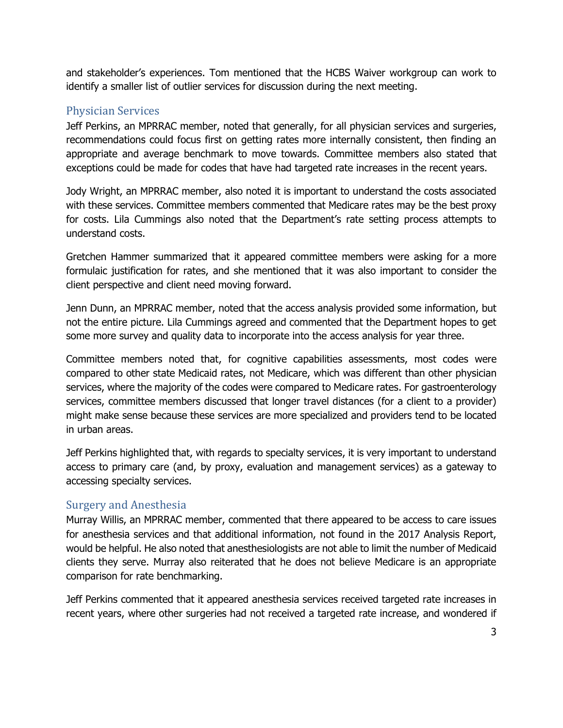and stakeholder's experiences. Tom mentioned that the HCBS Waiver workgroup can work to identify a smaller list of outlier services for discussion during the next meeting.

## Physician Services

Jeff Perkins, an MPRRAC member, noted that generally, for all physician services and surgeries, recommendations could focus first on getting rates more internally consistent, then finding an appropriate and average benchmark to move towards. Committee members also stated that exceptions could be made for codes that have had targeted rate increases in the recent years.

Jody Wright, an MPRRAC member, also noted it is important to understand the costs associated with these services. Committee members commented that Medicare rates may be the best proxy for costs. Lila Cummings also noted that the Department's rate setting process attempts to understand costs.

Gretchen Hammer summarized that it appeared committee members were asking for a more formulaic justification for rates, and she mentioned that it was also important to consider the client perspective and client need moving forward.

Jenn Dunn, an MPRRAC member, noted that the access analysis provided some information, but not the entire picture. Lila Cummings agreed and commented that the Department hopes to get some more survey and quality data to incorporate into the access analysis for year three.

Committee members noted that, for cognitive capabilities assessments, most codes were compared to other state Medicaid rates, not Medicare, which was different than other physician services, where the majority of the codes were compared to Medicare rates. For gastroenterology services, committee members discussed that longer travel distances (for a client to a provider) might make sense because these services are more specialized and providers tend to be located in urban areas.

Jeff Perkins highlighted that, with regards to specialty services, it is very important to understand access to primary care (and, by proxy, evaluation and management services) as a gateway to accessing specialty services.

## Surgery and Anesthesia

Murray Willis, an MPRRAC member, commented that there appeared to be access to care issues for anesthesia services and that additional information, not found in the 2017 Analysis Report, would be helpful. He also noted that anesthesiologists are not able to limit the number of Medicaid clients they serve. Murray also reiterated that he does not believe Medicare is an appropriate comparison for rate benchmarking.

Jeff Perkins commented that it appeared anesthesia services received targeted rate increases in recent years, where other surgeries had not received a targeted rate increase, and wondered if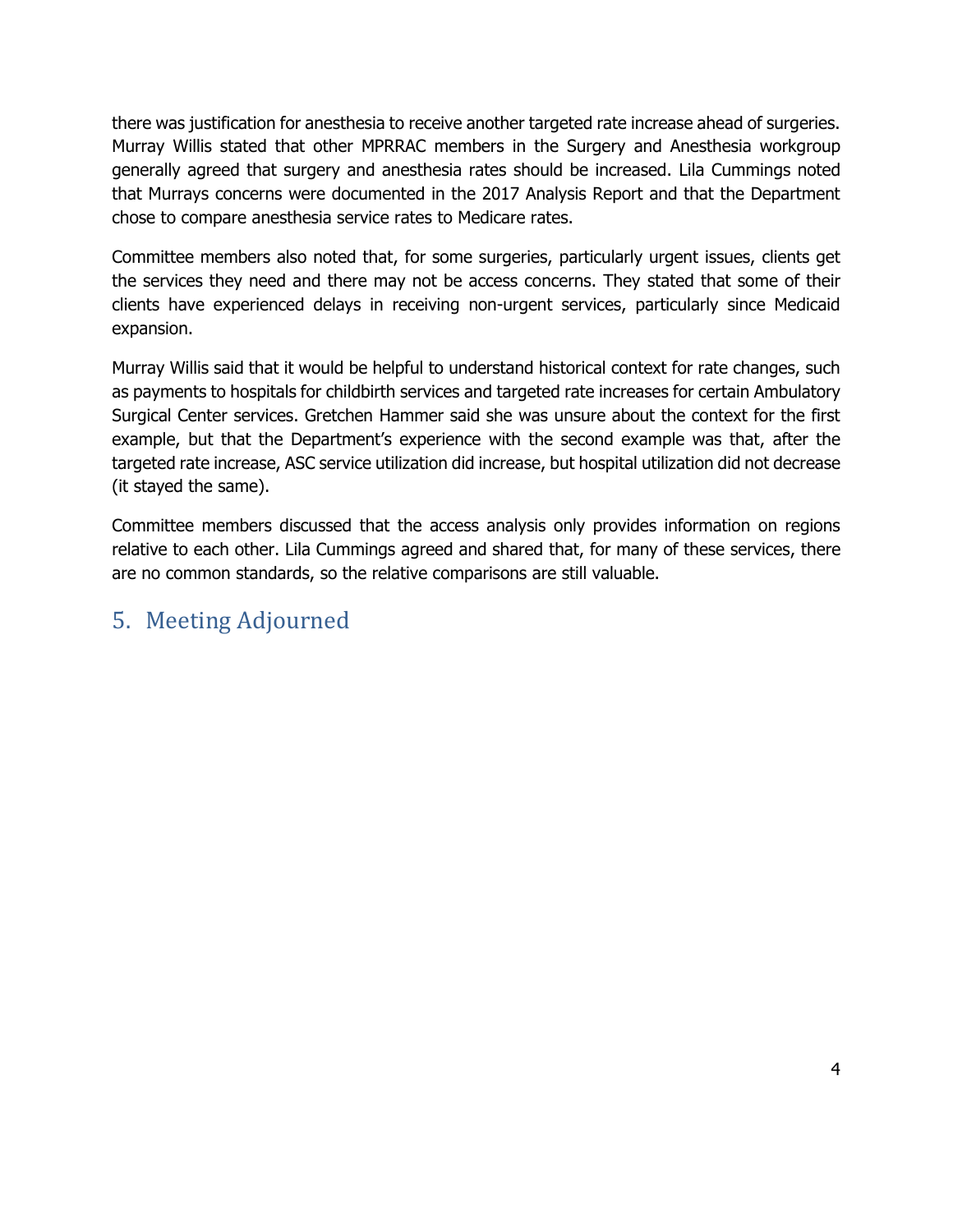there was justification for anesthesia to receive another targeted rate increase ahead of surgeries. Murray Willis stated that other MPRRAC members in the Surgery and Anesthesia workgroup generally agreed that surgery and anesthesia rates should be increased. Lila Cummings noted that Murrays concerns were documented in the 2017 Analysis Report and that the Department chose to compare anesthesia service rates to Medicare rates.

Committee members also noted that, for some surgeries, particularly urgent issues, clients get the services they need and there may not be access concerns. They stated that some of their clients have experienced delays in receiving non-urgent services, particularly since Medicaid expansion.

Murray Willis said that it would be helpful to understand historical context for rate changes, such as payments to hospitals for childbirth services and targeted rate increases for certain Ambulatory Surgical Center services. Gretchen Hammer said she was unsure about the context for the first example, but that the Department's experience with the second example was that, after the targeted rate increase, ASC service utilization did increase, but hospital utilization did not decrease (it stayed the same).

Committee members discussed that the access analysis only provides information on regions relative to each other. Lila Cummings agreed and shared that, for many of these services, there are no common standards, so the relative comparisons are still valuable.

## 5. Meeting Adjourned